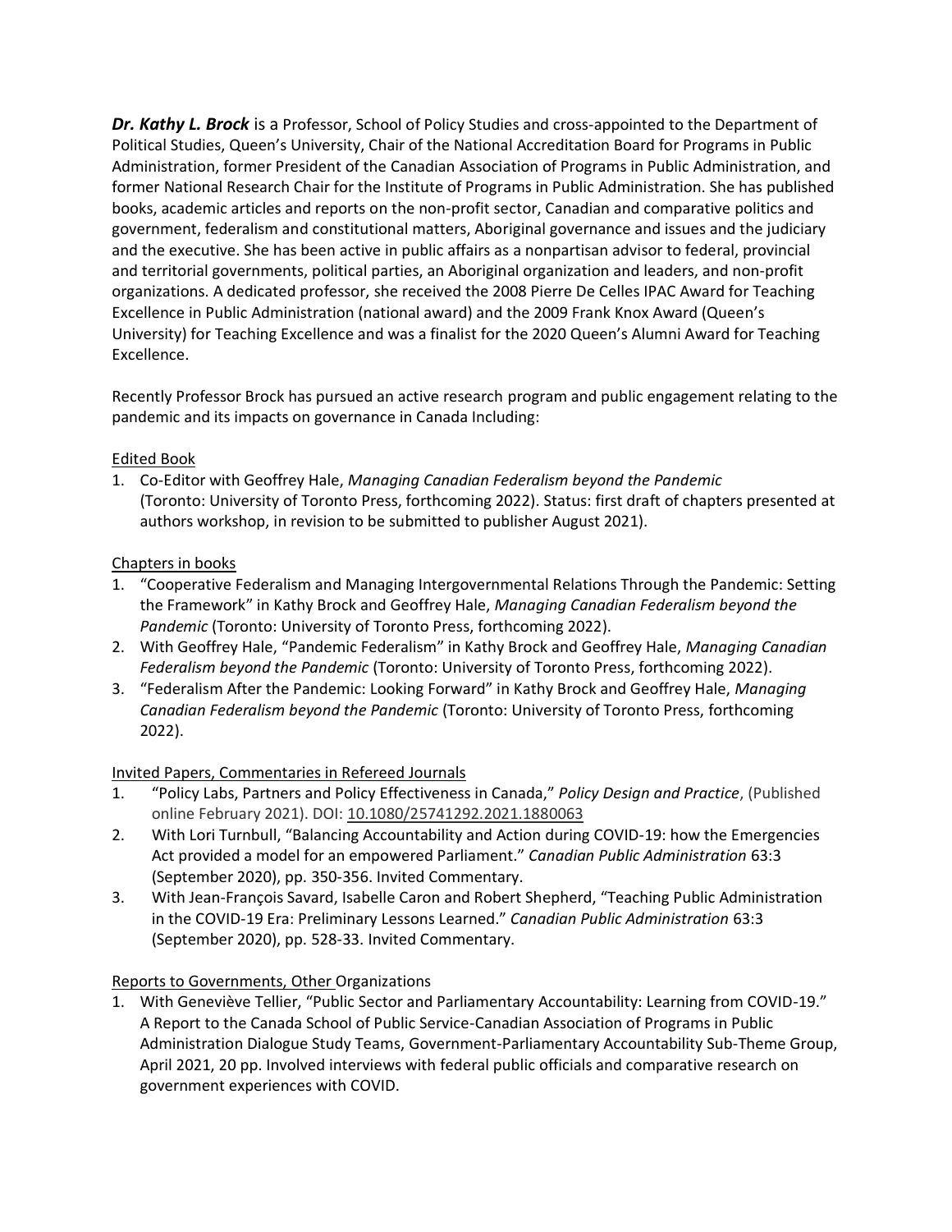***Dr. Kathy L. Brock*** is a Professor, School of Policy Studies and cross-appointed to the Department of Political Studies, Queen's University, Chair of the National Accreditation Board for Programs in Public Administration, former President of the Canadian Association of Programs in Public Administration, and former National Research Chair for the Institute of Programs in Public Administration. She has published books, academic articles and reports on the non-profit sector, Canadian and comparative politics and government, federalism and constitutional matters, Aboriginal governance and issues and the judiciary and the executive. She has been active in public affairs as a nonpartisan advisor to federal, provincial and territorial governments, political parties, an Aboriginal organization and leaders, and non-profit organizations. A dedicated professor, she received the 2008 Pierre De Celles IPAC Award for Teaching Excellence in Public Administration (national award) and the 2009 Frank Knox Award (Queen's University) for Teaching Excellence and was a finalist for the 2020 Queen's Alumni Award for Teaching Excellence.

Recently Professor Brock has pursued an active research program and public engagement relating to the pandemic and its impacts on governance in Canada Including:

<u>Edited Book</u>

1. Co-Editor with Geoffrey Hale, *Managing Canadian Federalism beyond the Pandemic* (Toronto: University of Toronto Press, forthcoming 2022). Status: first draft of chapters presented at authors workshop, in revision to be submitted to publisher August 2021).

<u>Chapters in books</u>

1. "Cooperative Federalism and Managing Intergovernmental Relations Through the Pandemic: Setting the Framework" in Kathy Brock and Geoffrey Hale, *Managing Canadian Federalism beyond the Pandemic* (Toronto: University of Toronto Press, forthcoming 2022).
2. With Geoffrey Hale, "Pandemic Federalism" in Kathy Brock and Geoffrey Hale, *Managing Canadian Federalism beyond the Pandemic* (Toronto: University of Toronto Press, forthcoming 2022).
3. "Federalism After the Pandemic: Looking Forward" in Kathy Brock and Geoffrey Hale, *Managing Canadian Federalism beyond the Pandemic* (Toronto: University of Toronto Press, forthcoming 2022).

<u>Invited Papers, Commentaries in Refereed Journals</u>

1. "Policy Labs, Partners and Policy Effectiveness in Canada," *Policy Design and Practice*, (Published online February 2021). DOI: 10.1080/25741292.2021.1880063
2. With Lori Turnbull, "Balancing Accountability and Action during COVID-19: how the Emergencies Act provided a model for an empowered Parliament." *Canadian Public Administration* 63:3 (September 2020), pp. 350-356. Invited Commentary.
3. With Jean-François Savard, Isabelle Caron and Robert Shepherd, "Teaching Public Administration in the COVID-19 Era: Preliminary Lessons Learned." *Canadian Public Administration* 63:3 (September 2020), pp. 528-33. Invited Commentary.

<u>Reports to Governments, Other Organizations</u>

1. With Geneviève Tellier, "Public Sector and Parliamentary Accountability: Learning from COVID-19." A Report to the Canada School of Public Service-Canadian Association of Programs in Public Administration Dialogue Study Teams, Government-Parliamentary Accountability Sub-Theme Group, April 2021, 20 pp. Involved interviews with federal public officials and comparative research on government experiences with COVID.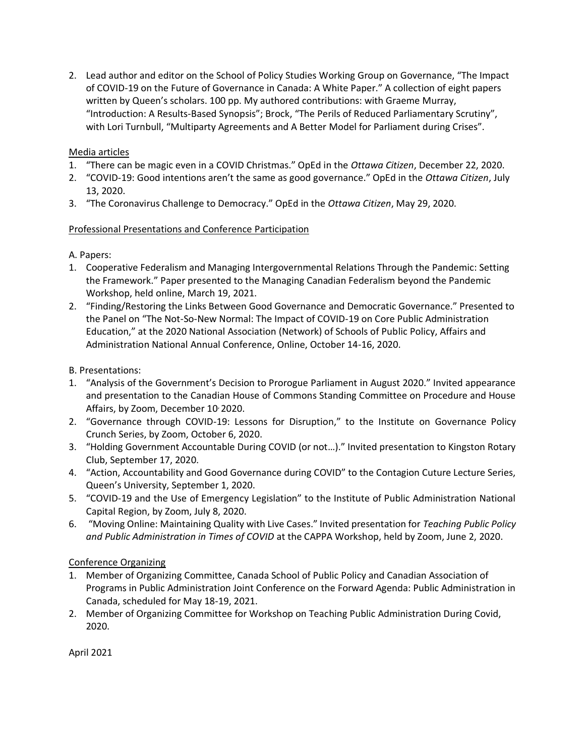2. Lead author and editor on the School of Policy Studies Working Group on Governance, "The Impact of COVID-19 on the Future of Governance in Canada: A White Paper." A collection of eight papers written by Queen's scholars. 100 pp. My authored contributions: with Graeme Murray, "Introduction: A Results-Based Synopsis"; Brock, "The Perils of Reduced Parliamentary Scrutiny", with Lori Turnbull, "Multiparty Agreements and A Better Model for Parliament during Crises".

Media articles

1. "There can be magic even in a COVID Christmas." OpEd in the *Ottawa Citizen*, December 22, 2020.
2. "COVID-19: Good intentions aren't the same as good governance." OpEd in the *Ottawa Citizen*, July 13, 2020.
3. "The Coronavirus Challenge to Democracy." OpEd in the *Ottawa Citizen*, May 29, 2020.

Professional Presentations and Conference Participation

A. Papers:

1. Cooperative Federalism and Managing Intergovernmental Relations Through the Pandemic: Setting the Framework." Paper presented to the Managing Canadian Federalism beyond the Pandemic Workshop, held online, March 19, 2021.
2. "Finding/Restoring the Links Between Good Governance and Democratic Governance." Presented to the Panel on "The Not-So-New Normal: The Impact of COVID-19 on Core Public Administration Education," at the 2020 National Association (Network) of Schools of Public Policy, Affairs and Administration National Annual Conference, Online, October 14-16, 2020.

B. Presentations:

1. "Analysis of the Government's Decision to Prorogue Parliament in August 2020." Invited appearance and presentation to the Canadian House of Commons Standing Committee on Procedure and House Affairs, by Zoom, December 10, 2020.
2. "Governance through COVID-19: Lessons for Disruption," to the Institute on Governance Policy Crunch Series, by Zoom, October 6, 2020.
3. "Holding Government Accountable During COVID (or not…)." Invited presentation to Kingston Rotary Club, September 17, 2020.
4. "Action, Accountability and Good Governance during COVID" to the Contagion Cuture Lecture Series, Queen's University, September 1, 2020.
5. "COVID-19 and the Use of Emergency Legislation" to the Institute of Public Administration National Capital Region, by Zoom, July 8, 2020.
6. "Moving Online: Maintaining Quality with Live Cases." Invited presentation for *Teaching Public Policy and Public Administration in Times of COVID* at the CAPPA Workshop, held by Zoom, June 2, 2020.

Conference Organizing

1. Member of Organizing Committee, Canada School of Public Policy and Canadian Association of Programs in Public Administration Joint Conference on the Forward Agenda: Public Administration in Canada, scheduled for May 18-19, 2021.
2. Member of Organizing Committee for Workshop on Teaching Public Administration During Covid, 2020.

April 2021